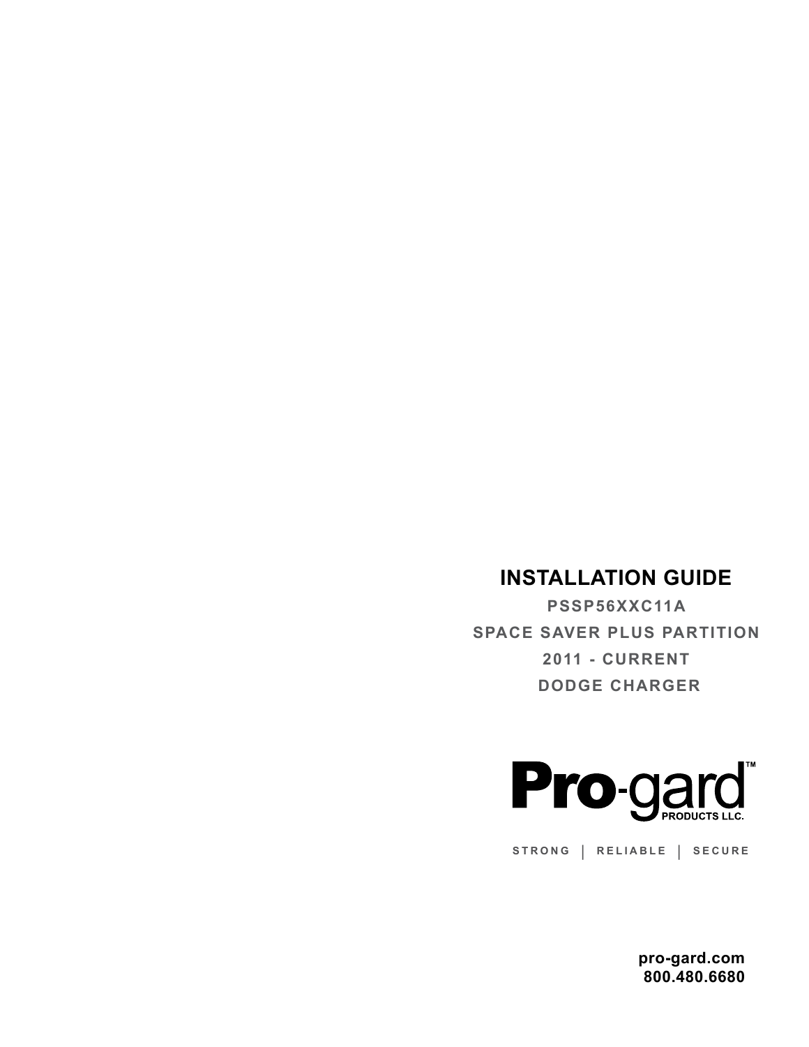# INSTALLATION GUIDE

**PSSP56XXC11A**

**SPACE SAVER PLUS PARTITION**

**2011 - CURRENT**

**DODGE CHARGER**

**Pro-gard™ PRODUCTS LLC.**

STRONG | RELIABLE | SECURE

**pro-gard.com**
**800.480.6680**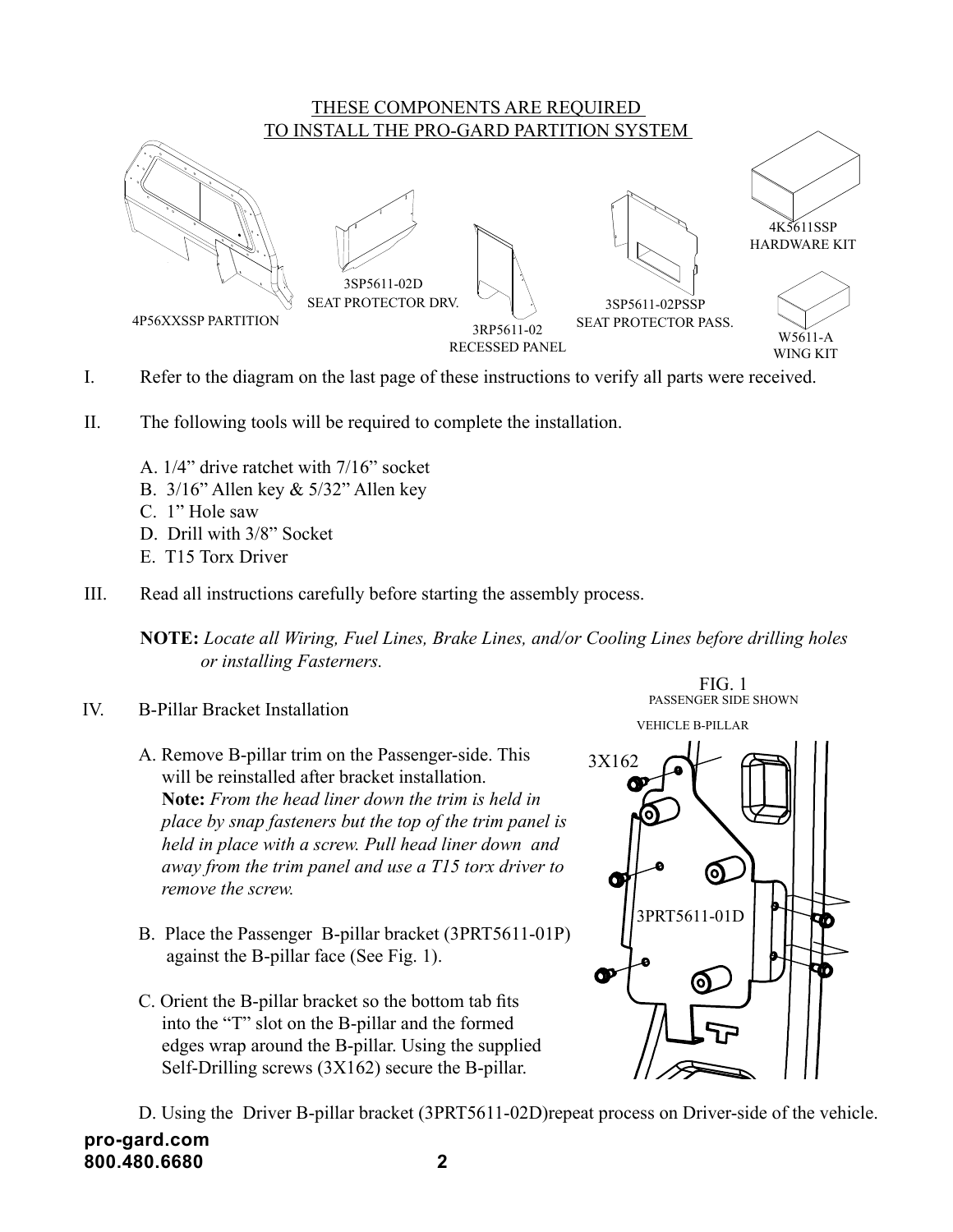THESE COMPONENTS ARE REQUIRED
TO INSTALL THE PRO-GARD PARTITION SYSTEM

4P56XXSSP PARTITION

3SP5611-02D
SEAT PROTECTOR DRV.

3RP5611-02
RECESSED PANEL

3SP5611-02PSSP
SEAT PROTECTOR PASS.

4K5611SSP
HARDWARE KIT

W5611-A
WING KIT

I. Refer to the diagram on the last page of these instructions to verify all parts were received.

II. The following tools will be required to complete the installation.

A. 1/4” drive ratchet with 7/16” socket
B. 3/16” Allen key & 5/32” Allen key
C. 1” Hole saw
D. Drill with 3/8” Socket
E. T15 Torx Driver

III. Read all instructions carefully before starting the assembly process.

**NOTE:** *Locate all Wiring, Fuel Lines, Brake Lines, and/or Cooling Lines before drilling holes or installing Fasteners.*

IV. B-Pillar Bracket Installation

A. Remove B-pillar trim on the Passenger-side. This will be reinstalled after bracket installation.
**Note:** *From the head liner down the trim is held in place by snap fasteners but the top of the trim panel is held in place with a screw. Pull head liner down and away from the trim panel and use a T15 torx driver to remove the screw.*

B. Place the Passenger B-pillar bracket (3PRT5611-01P) against the B-pillar face (See Fig. 1).

C. Orient the B-pillar bracket so the bottom tab fits into the “T” slot on the B-pillar and the formed edges wrap around the B-pillar. Using the supplied Self-Drilling screws (3X162) secure the B-pillar.

FIG. 1
PASSENGER SIDE SHOWN

VEHICLE B-PILLAR

3X162

3PRT5611-01D

D. Using the Driver B-pillar bracket (3PRT5611-02D)repeat process on Driver-side of the vehicle.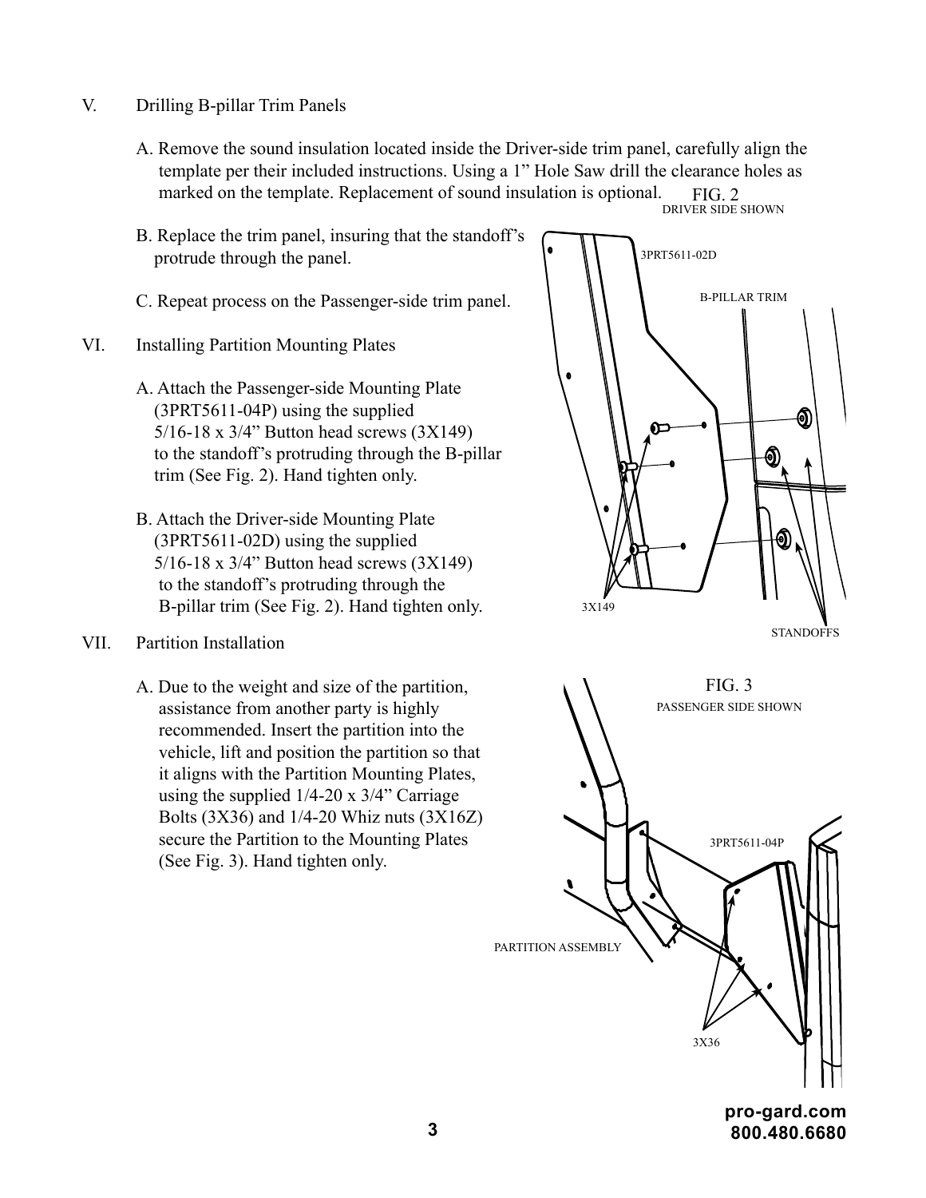V. Drilling B-pillar Trim Panels

A. Remove the sound insulation located inside the Driver-side trim panel, carefully align the template per their included instructions. Using a 1" Hole Saw drill the clearance holes as marked on the template. Replacement of sound insulation is optional.

B. Replace the trim panel, insuring that the standoff's protrude through the panel.

C. Repeat process on the Passenger-side trim panel.

FIG. 2
DRIVER SIDE SHOWN

3PRT5611-02D

B-PILLAR TRIM

3X149

STANDOFFS

VI. Installing Partition Mounting Plates

A. Attach the Passenger-side Mounting Plate (3PRT5611-04P) using the supplied 5/16-18 x 3/4" Button head screws (3X149) to the standoff's protruding through the B-pillar trim (See Fig. 2). Hand tighten only.

B. Attach the Driver-side Mounting Plate (3PRT5611-02D) using the supplied 5/16-18 x 3/4" Button head screws (3X149) to the standoff's protruding through the B-pillar trim (See Fig. 2). Hand tighten only.

VII. Partition Installation

A. Due to the weight and size of the partition, assistance from another party is highly recommended. Insert the partition into the vehicle, lift and position the partition so that it aligns with the Partition Mounting Plates, using the supplied 1/4-20 x 3/4" Carriage Bolts (3X36) and 1/4-20 Whiz nuts (3X16Z) secure the Partition to the Mounting Plates (See Fig. 3). Hand tighten only.

FIG. 3
PASSENGER SIDE SHOWN

3PRT5611-04P

PARTITION ASSEMBLY

3X36

pro-gard.com
800.480.6680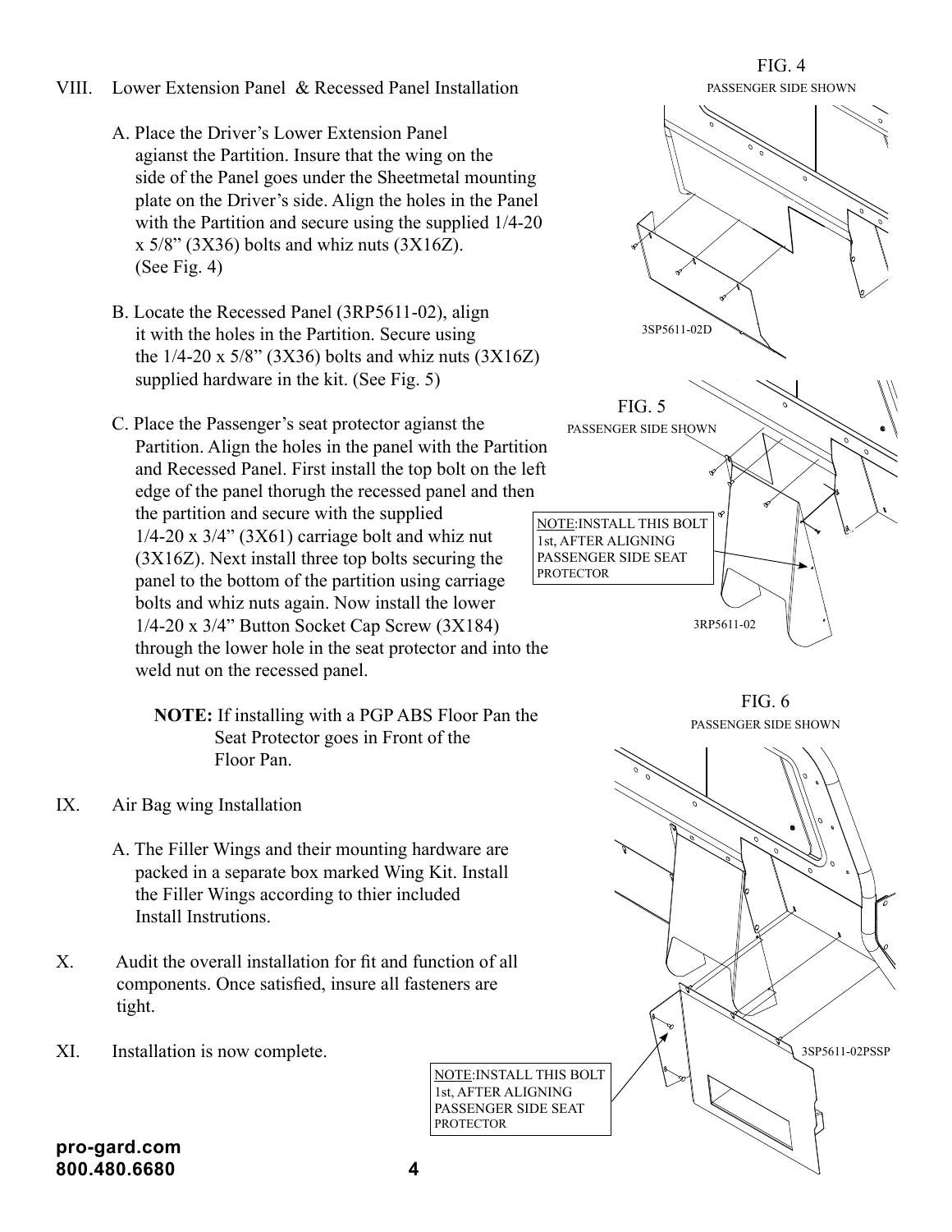## VIII. Lower Extension Panel & Recessed Panel Installation

A. Place the Driver's Lower Extension Panel agianst the Partition. Insure that the wing on the side of the Panel goes under the Sheetmetal mounting plate on the Driver's side. Align the holes in the Panel with the Partition and secure using the supplied 1/4-20 x 5/8" (3X36) bolts and whiz nuts (3X16Z). (See Fig. 4)

B. Locate the Recessed Panel (3RP5611-02), align it with the holes in the Partition. Secure using the 1/4-20 x 5/8" (3X36) bolts and whiz nuts (3X16Z) supplied hardware in the kit. (See Fig. 5)

C. Place the Passenger's seat protector agianst the Partition. Align the holes in the panel with the Partition and Recessed Panel. First install the top bolt on the left edge of the panel thorugh the recessed panel and then the partition and secure with the supplied 1/4-20 x 3/4" (3X61) carriage bolt and whiz nut (3X16Z). Next install three top bolts securing the panel to the bottom of the partition using carriage bolts and whiz nuts again. Now install the lower 1/4-20 x 3/4" Button Socket Cap Screw (3X184) through the lower hole in the seat protector and into the weld nut on the recessed panel.

**NOTE:** If installing with a PGP ABS Floor Pan the Seat Protector goes in Front of the Floor Pan.

## IX. Air Bag wing Installation

A. The Filler Wings and their mounting hardware are packed in a separate box marked Wing Kit. Install the Filler Wings according to thier included Install Instrutions.

## X. Audit the overall installation for fit and function of all components. Once satisfied, insure all fasteners are tight.

## XI. Installation is now complete.

FIG. 4
PASSENGER SIDE SHOWN

3SP5611-02D

FIG. 5
PASSENGER SIDE SHOWN

NOTE:INSTALL THIS BOLT 1st, AFTER ALIGNING PASSENGER SIDE SEAT PROTECTOR

3RP5611-02

FIG. 6
PASSENGER SIDE SHOWN

3SP5611-02PSSP

NOTE:INSTALL THIS BOLT 1st, AFTER ALIGNING PASSENGER SIDE SEAT PROTECTOR

**pro-gard.com**
**800.480.6680**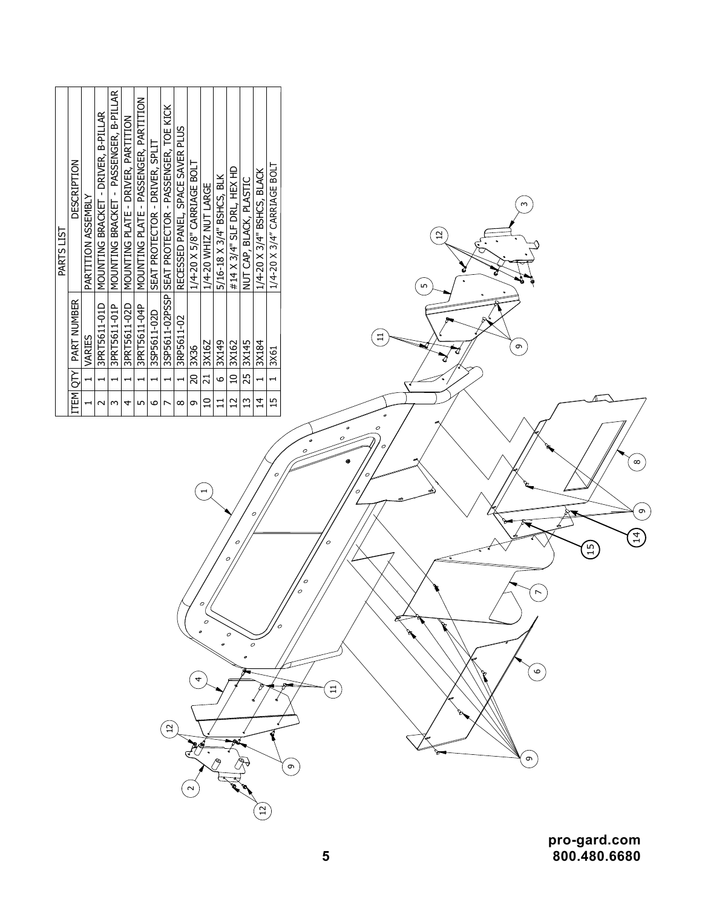| PARTS LIST | | | |
| --- | --- | --- | --- |
| ITEM | QTY | PART NUMBER | DESCRIPTION |
| 1 | 1 | VARIES | PARTITION ASSEMBLY |
| 2 | 1 | 3PRT5611-01D | MOUNTING BRACKET - DRIVER, B-PILLAR |
| 3 | 1 | 3PRT5611-01P | MOUNTING BRACKET - PASSENGER, B-PILLAR |
| 4 | 1 | 3PRT5611-02D | MOUNTING PLATE - DRIVER, PARTITION |
| 5 | 1 | 3PRT5611-04P | MOUNTING PLATE - PASSENGER, PARTITION |
| 6 | 1 | 3SP5611-02D | SEAT PROTECTOR - DRIVER, SPLIT |
| 7 | 1 | 3SP5611-02PSSP | SEAT PROTECTOR - PASSENGER, TOE KICK |
| 8 | 1 | 3RP5611-02 | RECESSED PANEL, SPACE SAVER PLUS |
| 9 | 20 | 3X36 | 1/4-20 X 5/8" CARRIAGE BOLT |
| 10 | 21 | 3X16Z | 1/4-20 WHIZ NUT LARGE |
| 11 | 6 | 3X149 | 5/16-18 X 3/4" BSHCS, BLK |
| 12 | 10 | 3X162 | #14 X 3/4" SLF DRL, HEX HD |
| 13 | 25 | 3X145 | NUT CAP, BLACK, PLASTIC |
| 14 | 1 | 3X184 | 1/4-20 X 3/4" BSHCS, BLACK |
| 15 | 1 | 3X61 | 1/4-20 X 3/4" CARRIAGE BOLT |

1
2
3
4
5
6
7
8
9
11
12
14
15

**pro-gard.com**
**800.480.6680**